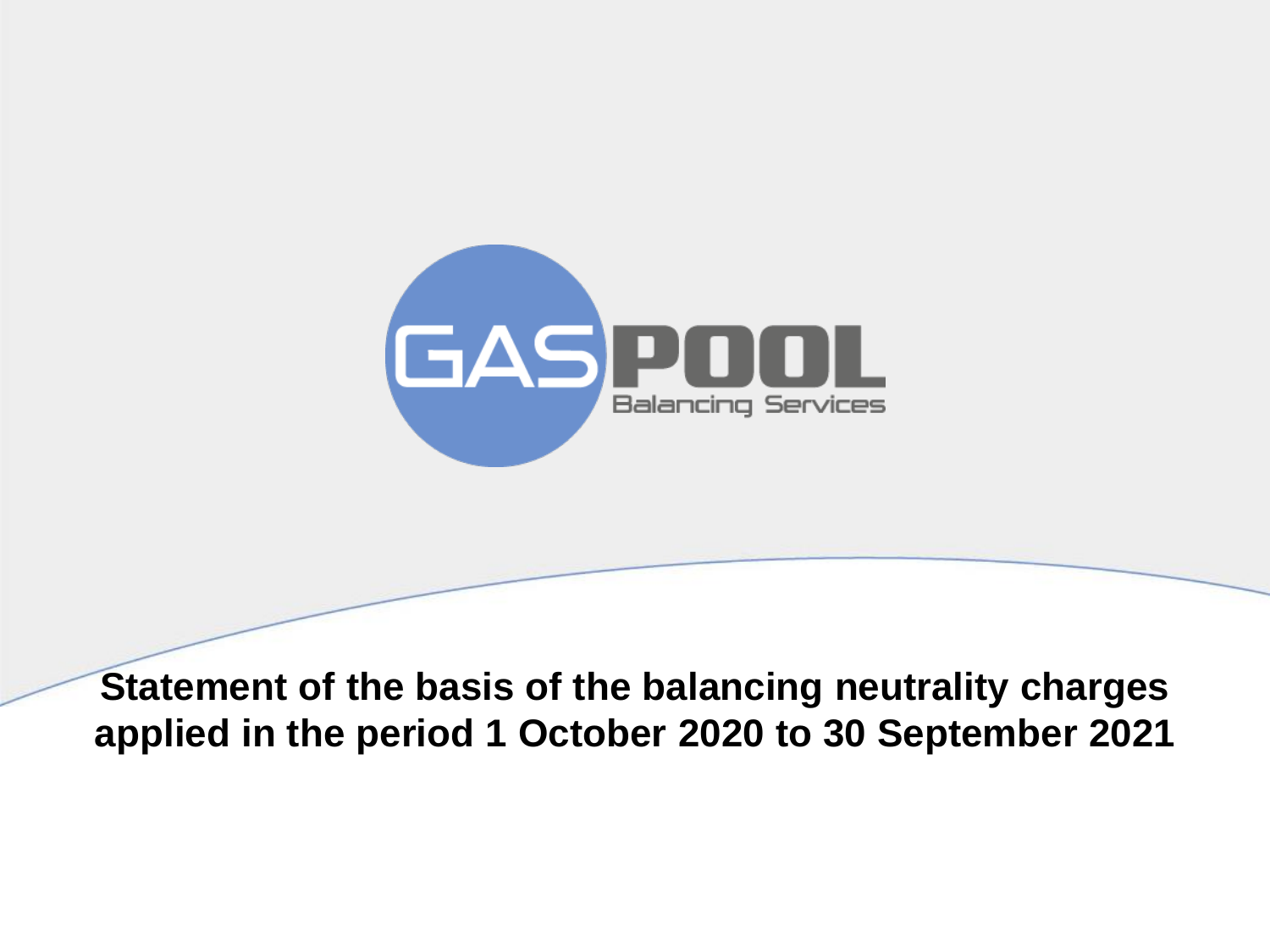GASPOOL Balancing Services

# Statement of the basis of the balancing neutrality charges applied in the period 1 October 2020 to 30 September 2021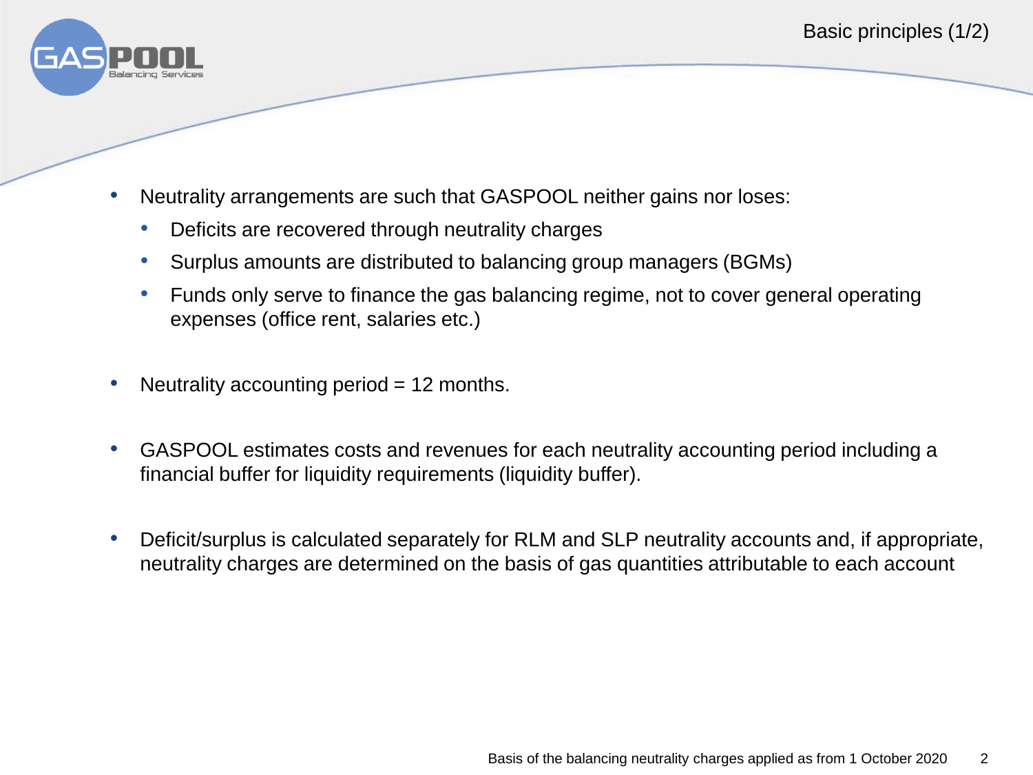# Basic principles (1/2)

- Neutrality arrangements are such that GASPOOL neither gains nor loses:
  - Deficits are recovered through neutrality charges
  - Surplus amounts are distributed to balancing group managers (BGMs)
  - Funds only serve to finance the gas balancing regime, not to cover general operating expenses (office rent, salaries etc.)

- Neutrality accounting period = 12 months.

- GASPOOL estimates costs and revenues for each neutrality accounting period including a financial buffer for liquidity requirements (liquidity buffer).

- Deficit/surplus is calculated separately for RLM and SLP neutrality accounts and, if appropriate, neutrality charges are determined on the basis of gas quantities attributable to each account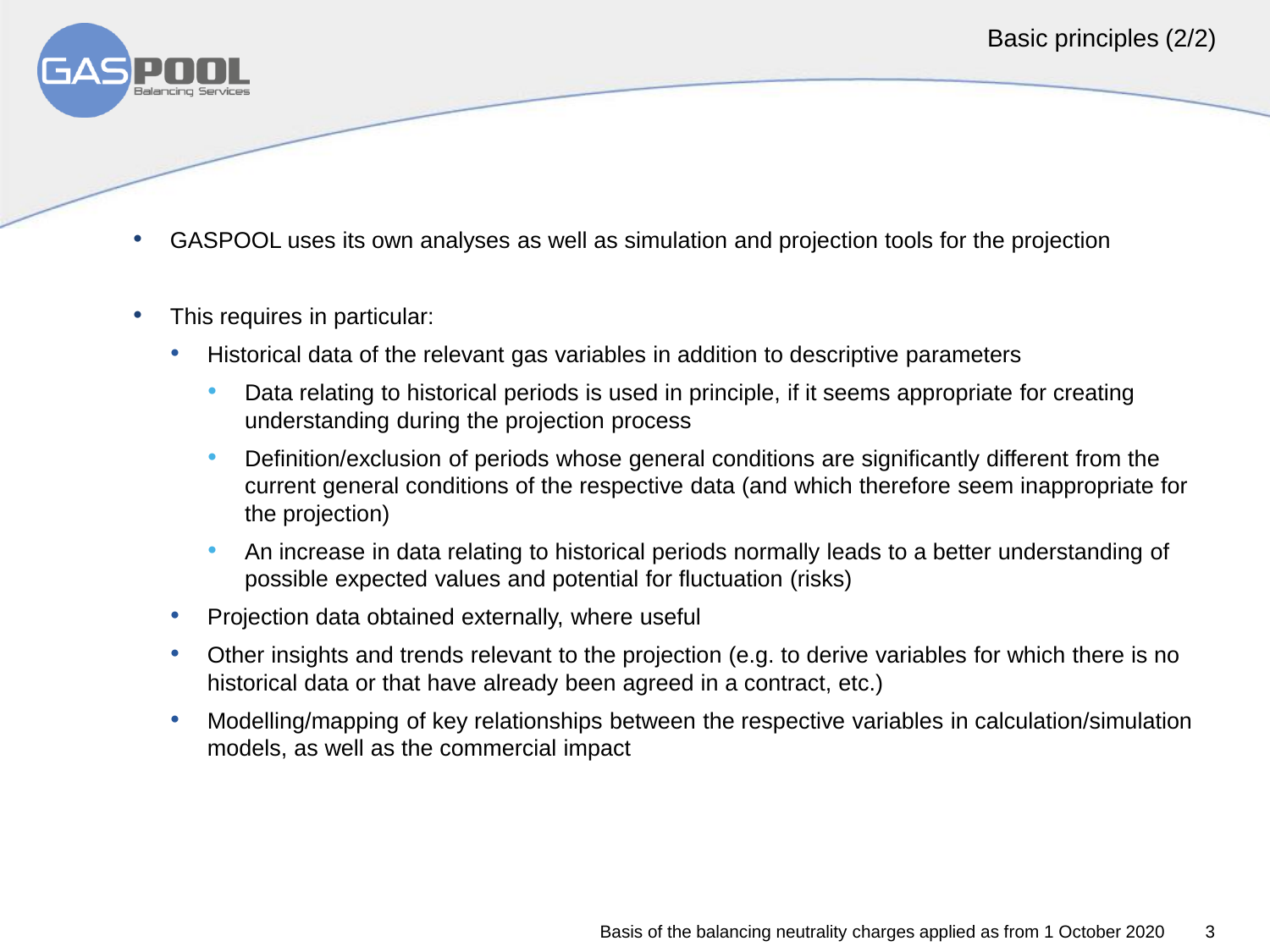# Basic principles (2/2)

- GASPOOL uses its own analyses as well as simulation and projection tools for the projection
- This requires in particular:
  - Historical data of the relevant gas variables in addition to descriptive parameters
    - Data relating to historical periods is used in principle, if it seems appropriate for creating understanding during the projection process
    - Definition/exclusion of periods whose general conditions are significantly different from the current general conditions of the respective data (and which therefore seem inappropriate for the projection)
    - An increase in data relating to historical periods normally leads to a better understanding of possible expected values and potential for fluctuation (risks)
  - Projection data obtained externally, where useful
  - Other insights and trends relevant to the projection (e.g. to derive variables for which there is no historical data or that have already been agreed in a contract, etc.)
  - Modelling/mapping of key relationships between the respective variables in calculation/simulation models, as well as the commercial impact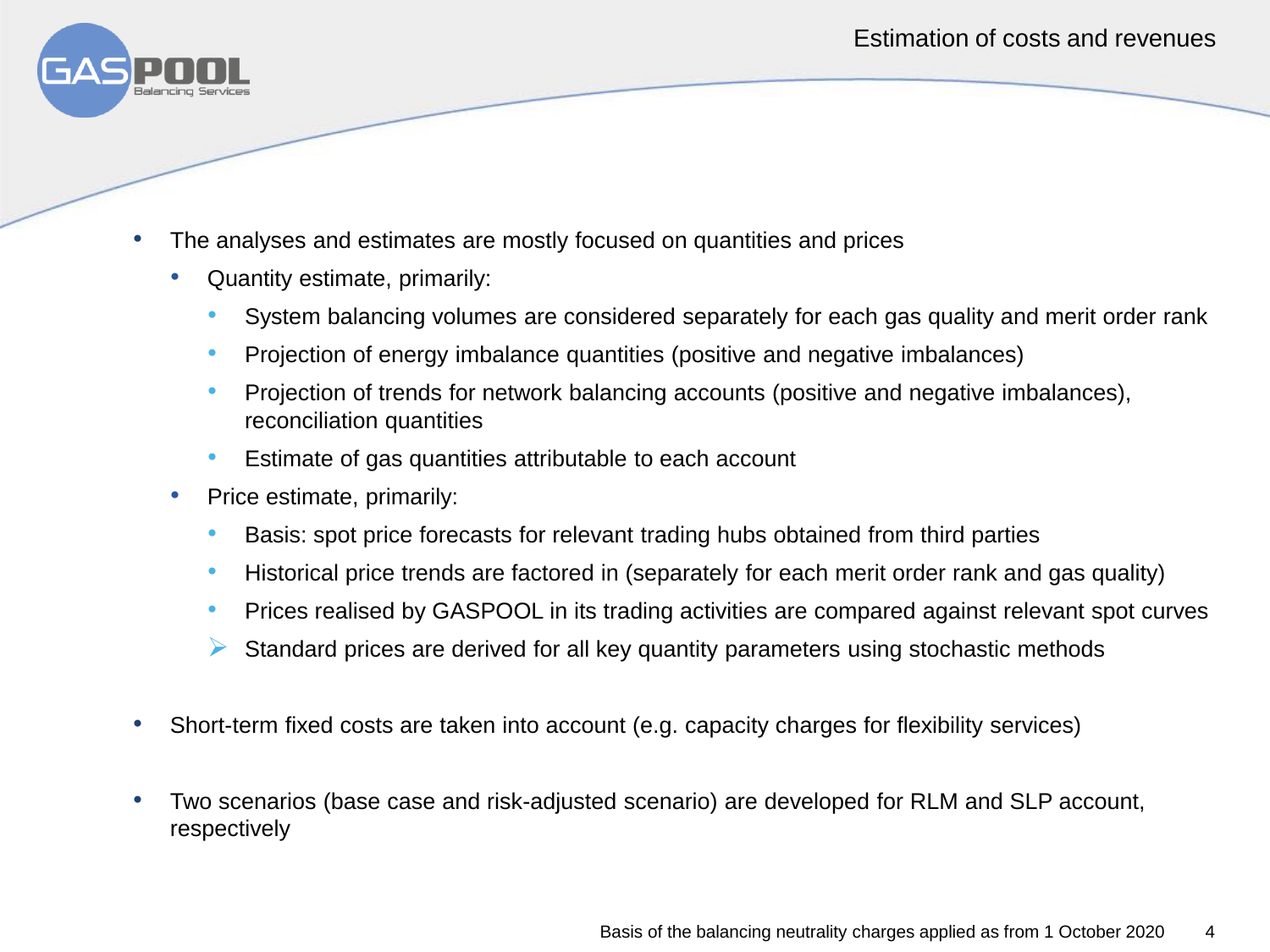# Estimation of costs and revenues

- The analyses and estimates are mostly focused on quantities and prices
  - Quantity estimate, primarily:
    - System balancing volumes are considered separately for each gas quality and merit order rank
    - Projection of energy imbalance quantities (positive and negative imbalances)
    - Projection of trends for network balancing accounts (positive and negative imbalances), reconciliation quantities
    - Estimate of gas quantities attributable to each account
  - Price estimate, primarily:
    - Basis: spot price forecasts for relevant trading hubs obtained from third parties
    - Historical price trends are factored in (separately for each merit order rank and gas quality)
    - Prices realised by GASPOOL in its trading activities are compared against relevant spot curves
    - ➢ Standard prices are derived for all key quantity parameters using stochastic methods
- Short-term fixed costs are taken into account (e.g. capacity charges for flexibility services)
- Two scenarios (base case and risk-adjusted scenario) are developed for RLM and SLP account, respectively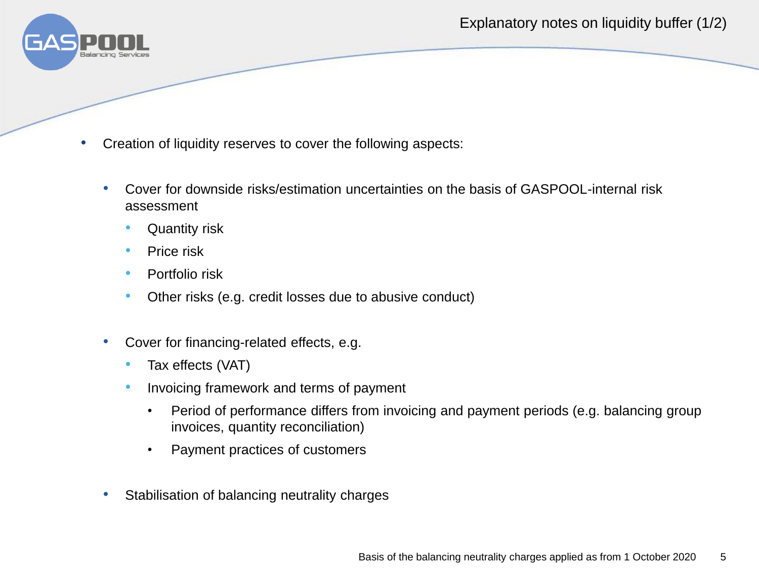# Explanatory notes on liquidity buffer (1/2)

- Creation of liquidity reserves to cover the following aspects:
  - Cover for downside risks/estimation uncertainties on the basis of GASPOOL-internal risk assessment
    - Quantity risk
    - Price risk
    - Portfolio risk
    - Other risks (e.g. credit losses due to abusive conduct)
  - Cover for financing-related effects, e.g.
    - Tax effects (VAT)
    - Invoicing framework and terms of payment
      - Period of performance differs from invoicing and payment periods (e.g. balancing group invoices, quantity reconciliation)
      - Payment practices of customers
  - Stabilisation of balancing neutrality charges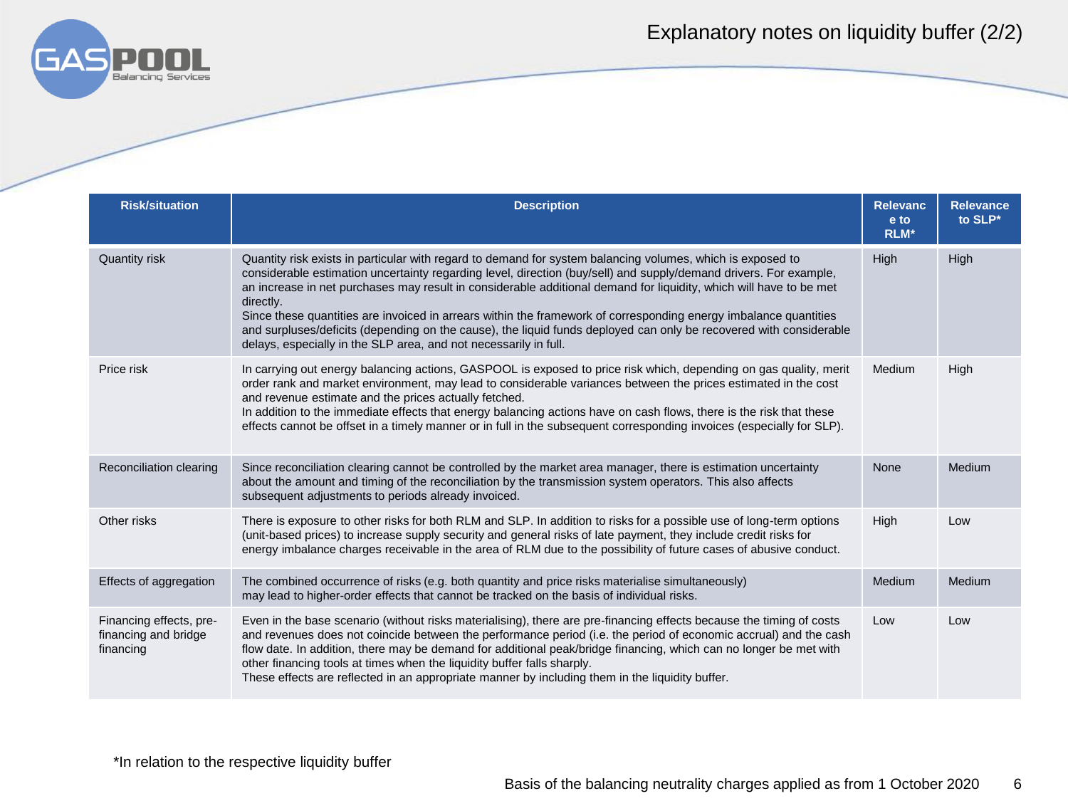# Explanatory notes on liquidity buffer (2/2)

| Risk/situation | Description | Relevance to RLM* | Relevance to SLP* |
|---|---|---|---|
| Quantity risk | Quantity risk exists in particular with regard to demand for system balancing volumes, which is exposed to considerable estimation uncertainty regarding level, direction (buy/sell) and supply/demand drivers. For example, an increase in net purchases may result in considerable additional demand for liquidity, which will have to be met directly.<br>Since these quantities are invoiced in arrears within the framework of corresponding energy imbalance quantities and surpluses/deficits (depending on the cause), the liquid funds deployed can only be recovered with considerable delays, especially in the SLP area, and not necessarily in full. | High | High |
| Price risk | In carrying out energy balancing actions, GASPOOL is exposed to price risk which, depending on gas quality, merit order rank and market environment, may lead to considerable variances between the prices estimated in the cost and revenue estimate and the prices actually fetched.<br>In addition to the immediate effects that energy balancing actions have on cash flows, there is the risk that these effects cannot be offset in a timely manner or in full in the subsequent corresponding invoices (especially for SLP). | Medium | High |
| Reconciliation clearing | Since reconciliation clearing cannot be controlled by the market area manager, there is estimation uncertainty about the amount and timing of the reconciliation by the transmission system operators. This also affects subsequent adjustments to periods already invoiced. | None | Medium |
| Other risks | There is exposure to other risks for both RLM and SLP. In addition to risks for a possible use of long-term options (unit-based prices) to increase supply security and general risks of late payment, they include credit risks for energy imbalance charges receivable in the area of RLM due to the possibility of future cases of abusive conduct. | High | Low |
| Effects of aggregation | The combined occurrence of risks (e.g. both quantity and price risks materialise simultaneously) may lead to higher-order effects that cannot be tracked on the basis of individual risks. | Medium | Medium |
| Financing effects, pre-financing and bridge financing | Even in the base scenario (without risks materialising), there are pre-financing effects because the timing of costs and revenues does not coincide between the performance period (i.e. the period of economic accrual) and the cash flow date. In addition, there may be demand for additional peak/bridge financing, which can no longer be met with other financing tools at times when the liquidity buffer falls sharply.<br>These effects are reflected in an appropriate manner by including them in the liquidity buffer. | Low | Low |

*In relation to the respective liquidity buffer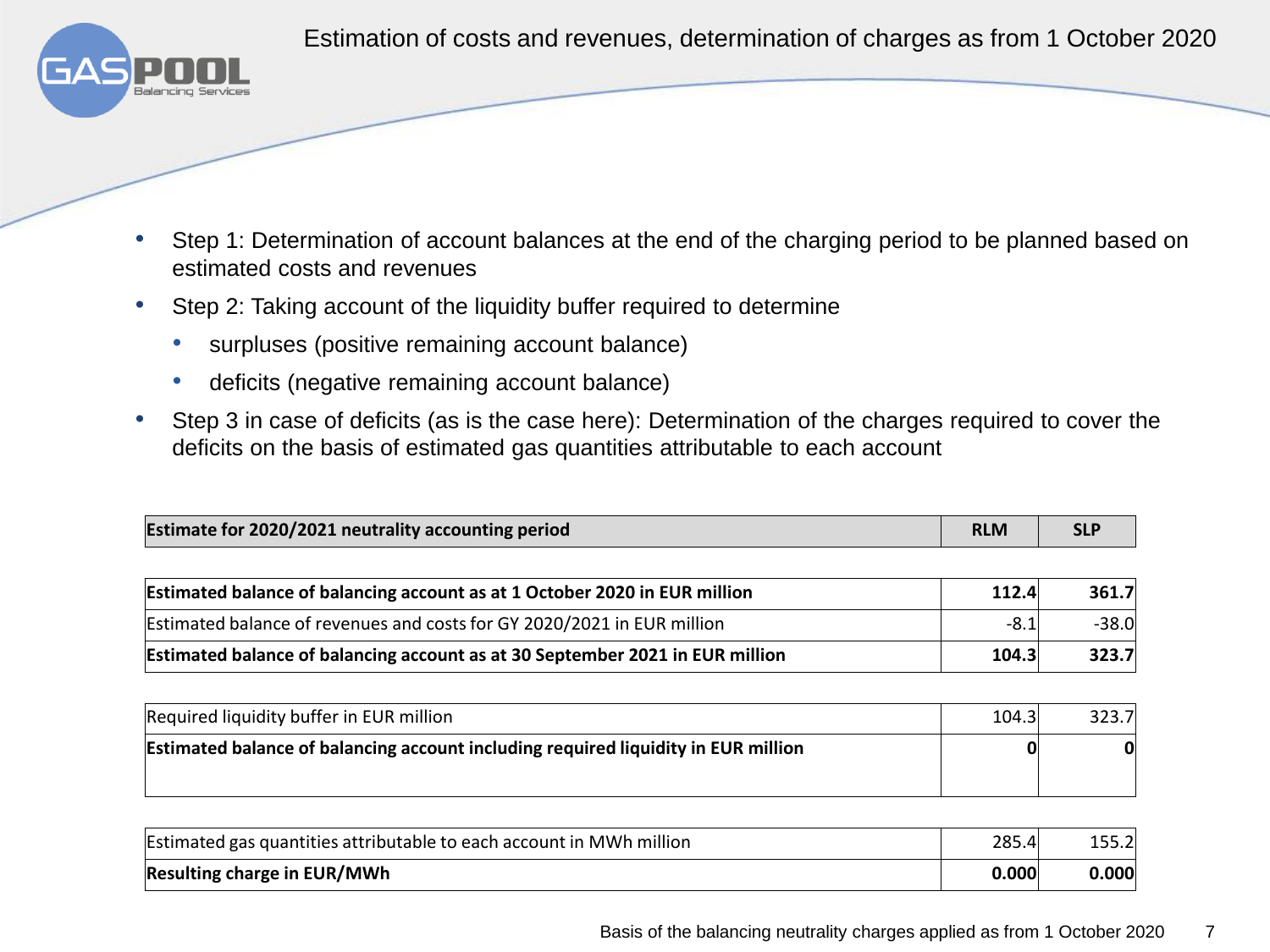# Estimation of costs and revenues, determination of charges as from 1 October 2020

- Step 1: Determination of account balances at the end of the charging period to be planned based on estimated costs and revenues
- Step 2: Taking account of the liquidity buffer required to determine
  - surpluses (positive remaining account balance)
  - deficits (negative remaining account balance)
- Step 3 in case of deficits (as is the case here): Determination of the charges required to cover the deficits on the basis of estimated gas quantities attributable to each account

| **Estimate for 2020/2021 neutrality accounting period** | **RLM** | **SLP** |
|---|---|---|
| **Estimated balance of balancing account as at 1 October 2020 in EUR million** | **112.4** | **361.7** |
| Estimated balance of revenues and costs for GY 2020/2021 in EUR million | -8.1 | -38.0 |
| **Estimated balance of balancing account as at 30 September 2021 in EUR million** | **104.3** | **323.7** |
| Required liquidity buffer in EUR million | 104.3 | 323.7 |
| **Estimated balance of balancing account including required liquidity in EUR million** | **0** | **0** |
| Estimated gas quantities attributable to each account in MWh million | 285.4 | 155.2 |
| **Resulting charge in EUR/MWh** | **0.000** | **0.000** |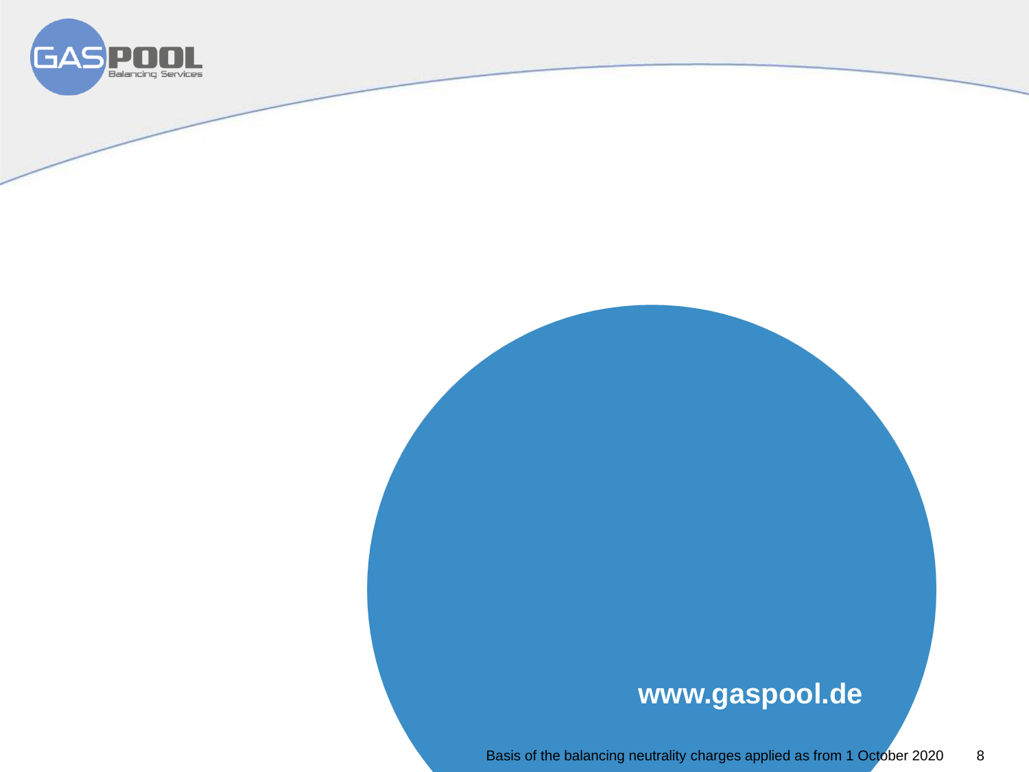www.gaspool.de